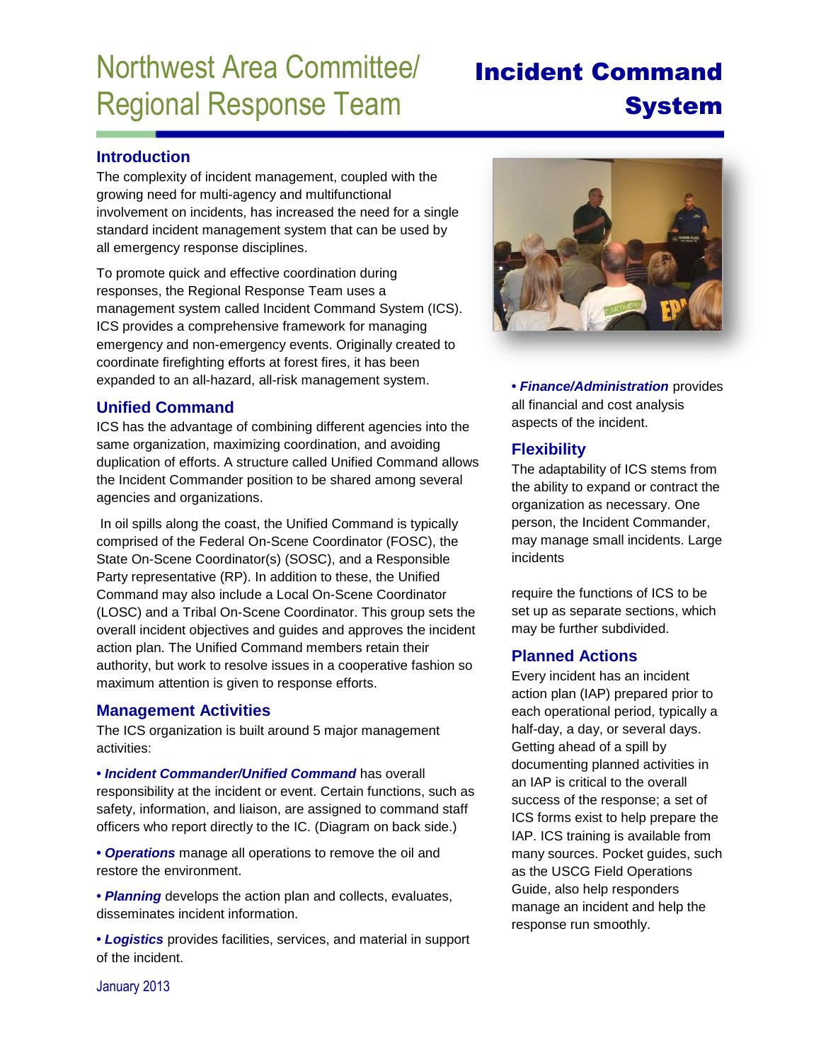# Northwest Area Committee/ Regional Response Team

# Incident Command System

## Introduction

The complexity of incident management, coupled with the growing need for multi-agency and multifunctional involvement on incidents, has increased the need for a single standard incident management system that can be used by all emergency response disciplines.

To promote quick and effective coordination during responses, the Regional Response Team uses a management system called Incident Command System (ICS). ICS provides a comprehensive framework for managing emergency and non-emergency events. Originally created to coordinate firefighting efforts at forest fires, it has been expanded to an all-hazard, all-risk management system.

## Unified Command

ICS has the advantage of combining different agencies into the same organization, maximizing coordination, and avoiding duplication of efforts. A structure called Unified Command allows the Incident Commander position to be shared among several agencies and organizations.

In oil spills along the coast, the Unified Command is typically comprised of the Federal On-Scene Coordinator (FOSC), the State On-Scene Coordinator(s) (SOSC), and a Responsible Party representative (RP). In addition to these, the Unified Command may also include a Local On-Scene Coordinator (LOSC) and a Tribal On-Scene Coordinator. This group sets the overall incident objectives and guides and approves the incident action plan. The Unified Command members retain their authority, but work to resolve issues in a cooperative fashion so maximum attention is given to response efforts.

## Management Activities

The ICS organization is built around 5 major management activities:

- ***Incident Commander/Unified Command*** has overall responsibility at the incident or event. Certain functions, such as safety, information, and liaison, are assigned to command staff officers who report directly to the IC. (Diagram on back side.)
- ***Operations*** manage all operations to remove the oil and restore the environment.
- ***Planning*** develops the action plan and collects, evaluates, disseminates incident information.
- ***Logistics*** provides facilities, services, and material in support of the incident.
- ***Finance/Administration*** provides all financial and cost analysis aspects of the incident.

## Flexibility

The adaptability of ICS stems from the ability to expand or contract the organization as necessary. One person, the Incident Commander, may manage small incidents. Large incidents require the functions of ICS to be set up as separate sections, which may be further subdivided.

## Planned Actions

Every incident has an incident action plan (IAP) prepared prior to each operational period, typically a half-day, a day, or several days. Getting ahead of a spill by documenting planned activities in an IAP is critical to the overall success of the response; a set of ICS forms exist to help prepare the IAP. ICS training is available from many sources. Pocket guides, such as the USCG Field Operations Guide, also help responders manage an incident and help the response run smoothly.

January 2013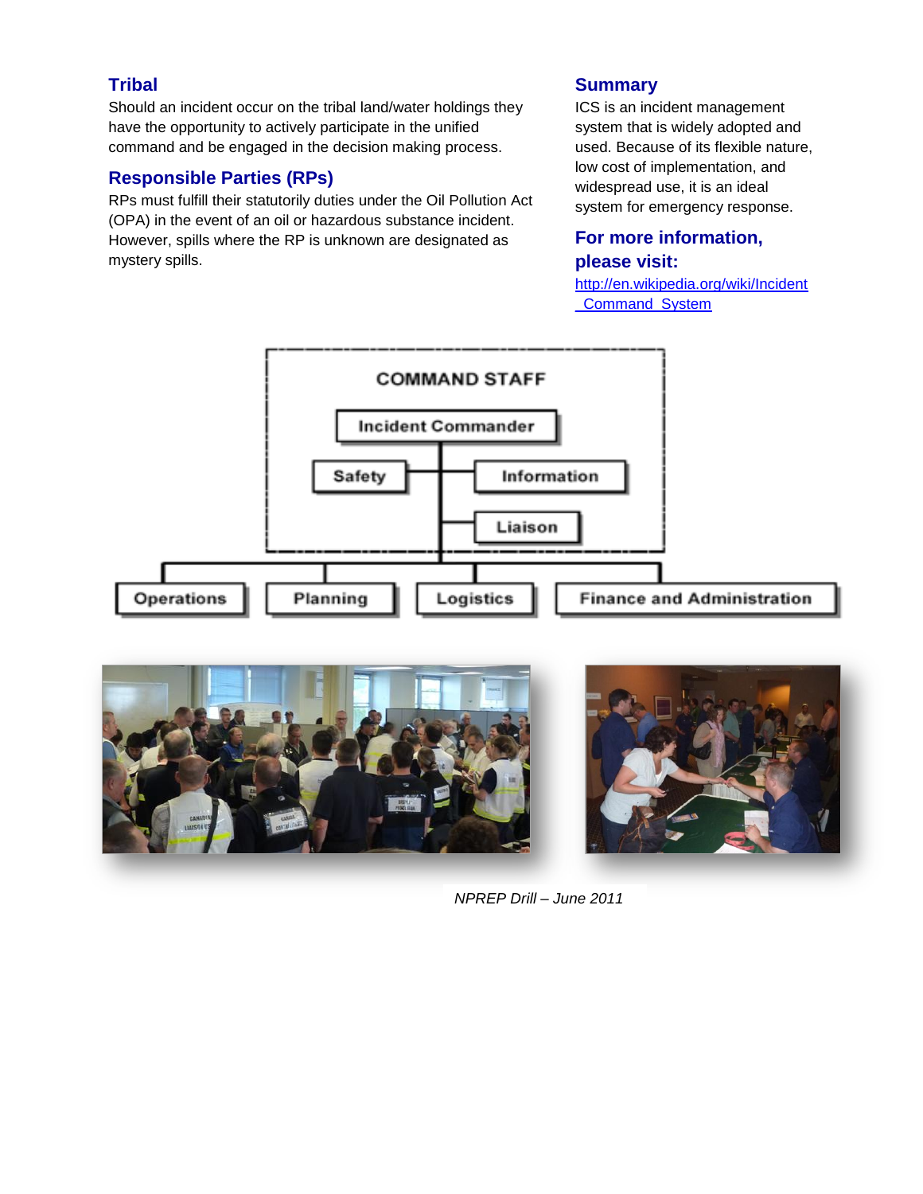## Tribal

Should an incident occur on the tribal land/water holdings they have the opportunity to actively participate in the unified command and be engaged in the decision making process.

## Responsible Parties (RPs)

RPs must fulfill their statutorily duties under the Oil Pollution Act (OPA) in the event of an oil or hazardous substance incident. However, spills where the RP is unknown are designated as mystery spills.

## Summary

ICS is an incident management system that is widely adopted and used. Because of its flexible nature, low cost of implementation, and widespread use, it is an ideal system for emergency response.

## For more information, please visit:

http://en.wikipedia.org/wiki/Incident_Command_System

COMMAND STAFF

Incident Commander

Safety

Information

Liaison

Operations

Planning

Logistics

Finance and Administration

*NPREP Drill – June 2011*